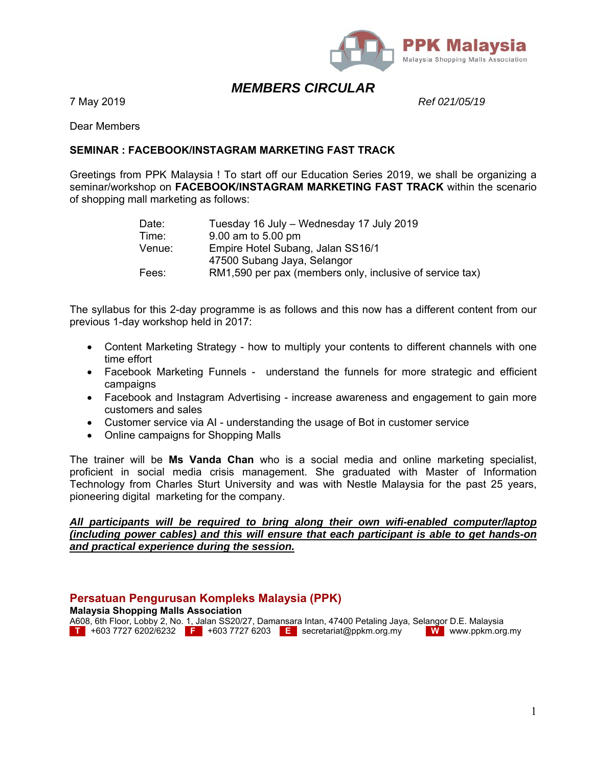PPK Malaysia
Malaysia Shopping Malls Association

# *MEMBERS CIRCULAR*

7 May 2019 *Ref 021/05/19*

Dear Members

**SEMINAR : FACEBOOK/INSTAGRAM MARKETING FAST TRACK**

Greetings from PPK Malaysia ! To start off our Education Series 2019, we shall be organizing a seminar/workshop on **FACEBOOK/INSTAGRAM MARKETING FAST TRACK** within the scenario of shopping mall marketing as follows:

| | |
|---|---|
| Date: | Tuesday 16 July – Wednesday 17 July 2019 |
| Time: | 9.00 am to 5.00 pm |
| Venue: | Empire Hotel Subang, Jalan SS16/1<br>47500 Subang Jaya, Selangor |
| Fees: | RM1,590 per pax (members only, inclusive of service tax) |

The syllabus for this 2-day programme is as follows and this now has a different content from our previous 1-day workshop held in 2017:

- Content Marketing Strategy - how to multiply your contents to different channels with one time effort
- Facebook Marketing Funnels - understand the funnels for more strategic and efficient campaigns
- Facebook and Instagram Advertising - increase awareness and engagement to gain more customers and sales
- Customer service via AI - understanding the usage of Bot in customer service
- Online campaigns for Shopping Malls

The trainer will be **Ms Vanda Chan** who is a social media and online marketing specialist, proficient in social media crisis management. She graduated with Master of Information Technology from Charles Sturt University and was with Nestle Malaysia for the past 25 years, pioneering digital marketing for the company.

***All participants will be required to bring along their own wifi-enabled computer/laptop (including power cables) and this will ensure that each participant is able to get hands-on and practical experience during the session.***

**Persatuan Pengurusan Kompleks Malaysia (PPK)**
**Malaysia Shopping Malls Association**
A608, 6th Floor, Lobby 2, No. 1, Jalan SS20/27, Damansara Intan, 47400 Petaling Jaya, Selangor D.E. Malaysia
T +603 7727 6202/6232 F +603 7727 6203 E secretariat@ppkm.org.my W www.ppkm.org.my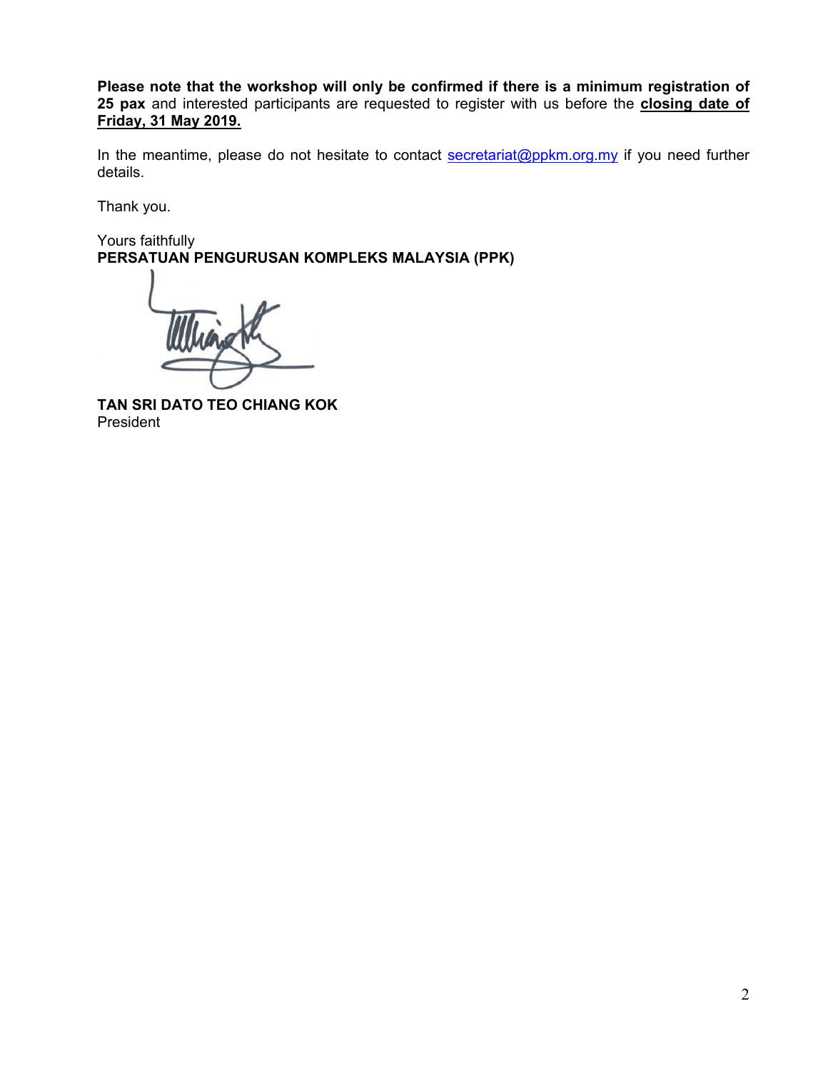**Please note that the workshop will only be confirmed if there is a minimum registration of 25 pax** and interested participants are requested to register with us before the **closing date of Friday, 31 May 2019.**

In the meantime, please do not hesitate to contact secretariat@ppkm.org.my if you need further details.

Thank you.

Yours faithfully
**PERSATUAN PENGURUSAN KOMPLEKS MALAYSIA (PPK)**

**TAN SRI DATO TEO CHIANG KOK**
President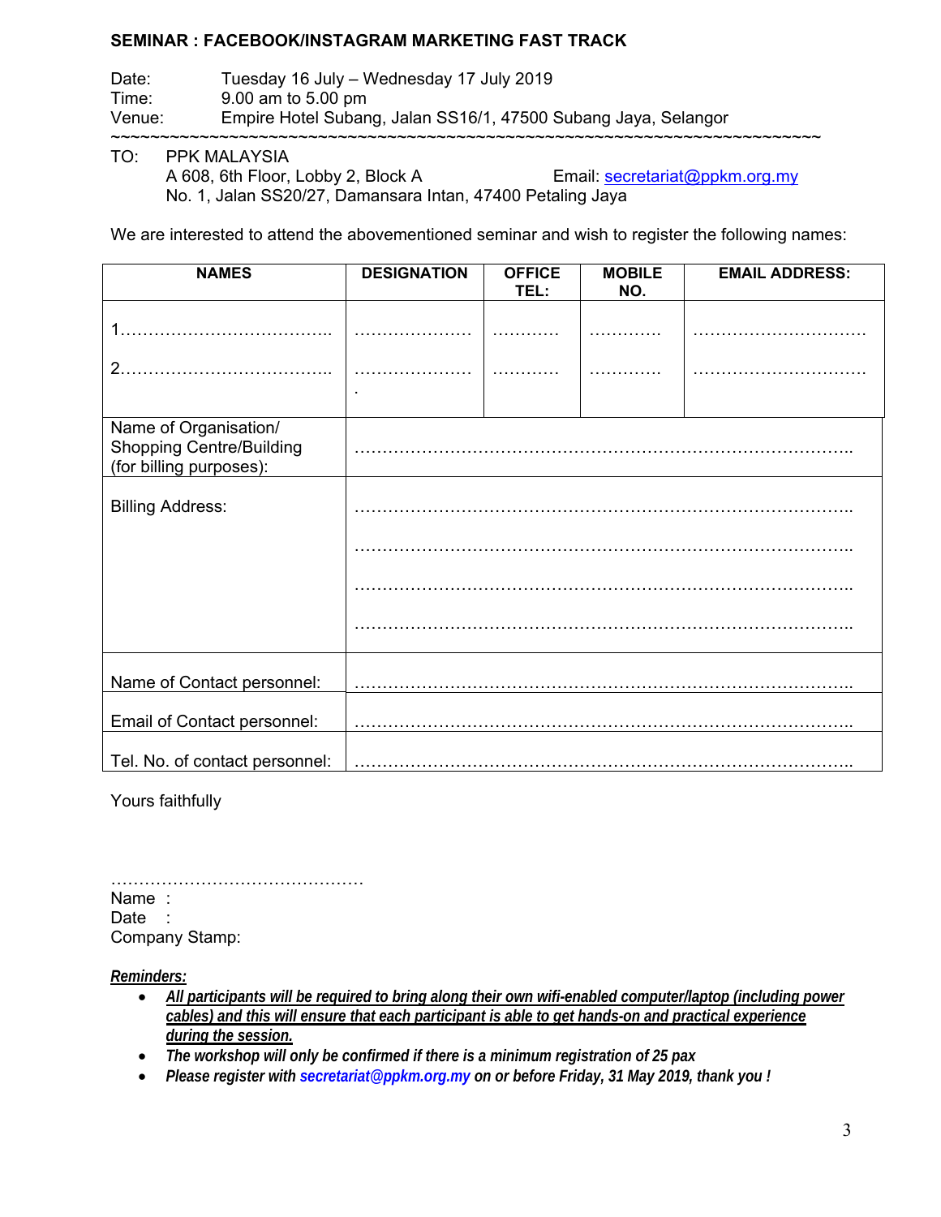## SEMINAR : FACEBOOK/INSTAGRAM MARKETING FAST TRACK

Date: Tuesday 16 July – Wednesday 17 July 2019
Time: 9.00 am to 5.00 pm
Venue: Empire Hotel Subang, Jalan SS16/1, 47500 Subang Jaya, Selangor

~~~~~~~~~~~~~~~~~~~~~~~~~~~~~~~~~~~~~~~~~~~~~~~~~~~~~~~~~~~~~~~~~~~~~~~~~~~

TO: PPK MALAYSIA
A 608, 6th Floor, Lobby 2, Block A
No. 1, Jalan SS20/27, Damansara Intan, 47400 Petaling Jaya
Email: secretariat@ppkm.org.my

We are interested to attend the abovementioned seminar and wish to register the following names:

| NAMES | DESIGNATION | OFFICE TEL: | MOBILE NO. | EMAIL ADDRESS: |
|---|---|---|---|---|
| 1……………………………….. | ………………… | ……….. | ………… | ………………………… |
| 2……………………………….. | ………………… . | ……….. | ………… | ………………………… |

| | |
|---|---|
| Name of Organisation/ Shopping Centre/Building (for billing purposes): | ………………………………………………………………………….. |
| Billing Address: | ………………………………………………………………………….. ………………………………………………………………………….. ………………………………………………………………………….. ………………………………………………………………………….. |
| Name of Contact personnel: | ………………………………………………………………………….. |
| Email of Contact personnel: | ………………………………………………………………………….. |
| Tel. No. of contact personnel: | ………………………………………………………………………….. |

Yours faithfully

………………………………………
Name :
Date :
Company Stamp:

***Reminders:***

- ***All participants will be required to bring along their own wifi-enabled computer/laptop (including power cables) and this will ensure that each participant is able to get hands-on and practical experience during the session.***
- ***The workshop will only be confirmed if there is a minimum registration of 25 pax***
- ***Please register with secretariat@ppkm.org.my on or before Friday, 31 May 2019, thank you !***